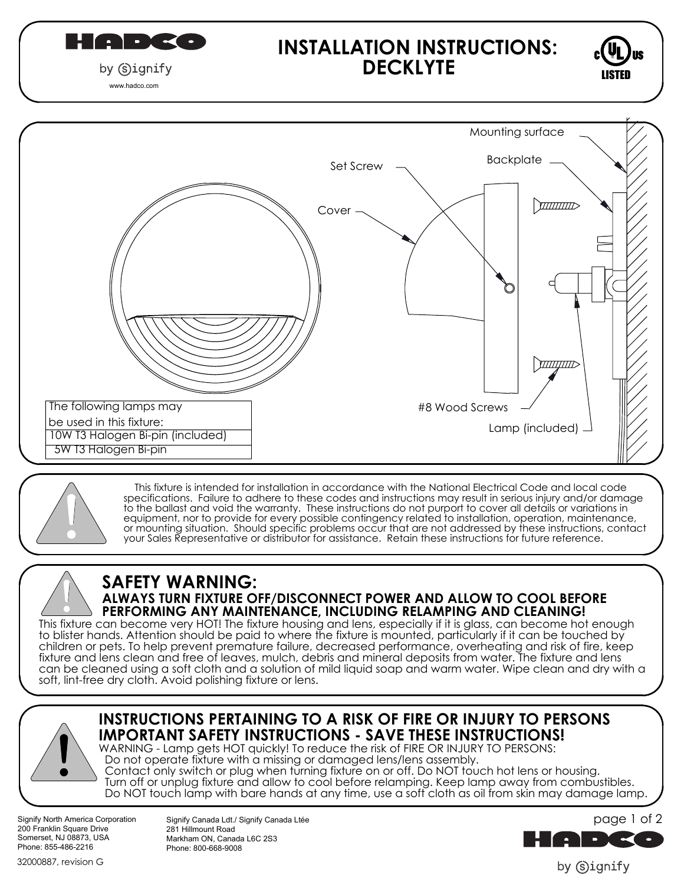HADCO

by Signify

www.hadco.com

# INSTALLATION INSTRUCTIONS: DECKLYTE

c UL us LISTED

Mounting surface

Backplate

Set Screw

Cover

#8 Wood Screws

Lamp (included)

| The following lamps may be used in this fixture: |
| --- |
| 10W T3 Halogen Bi-pin (included) |
| 5W T3 Halogen Bi-pin |

This fixture is intended for installation in accordance with the National Electrical Code and local code specifications. Failure to adhere to these codes and instructions may result in serious injury and/or damage to the ballast and void the warranty. These instructions do not purport to cover all details or variations in equipment, nor to provide for every possible contingency related to installation, operation, maintenance, or mounting situation. Should specific problems occur that are not addressed by these instructions, contact your Sales Representative or distributor for assistance. Retain these instructions for future reference.

## SAFETY WARNING:

**ALWAYS TURN FIXTURE OFF/DISCONNECT POWER AND ALLOW TO COOL BEFORE PERFORMING ANY MAINTENANCE, INCLUDING RELAMPING AND CLEANING!**

This fixture can become very HOT! The fixture housing and lens, especially if it is glass, can become hot enough to blister hands. Attention should be paid to where the fixture is mounted, particularly if it can be touched by children or pets. To help prevent premature failure, decreased performance, overheating and risk of fire, keep fixture and lens clean and free of leaves, mulch, debris and mineral deposits from water. The fixture and lens can be cleaned using a soft cloth and a solution of mild liquid soap and warm water. Wipe clean and dry with a soft, lint-free dry cloth. Avoid polishing fixture or lens.

## INSTRUCTIONS PERTAINING TO A RISK OF FIRE OR INJURY TO PERSONS IMPORTANT SAFETY INSTRUCTIONS - SAVE THESE INSTRUCTIONS!

WARNING - Lamp gets HOT quickly! To reduce the risk of FIRE OR INJURY TO PERSONS:
- Do not operate fixture with a missing or damaged lens/lens assembly.
- Contact only switch or plug when turning fixture on or off. Do NOT touch hot lens or housing.
- Turn off or unplug fixture and allow to cool before relamping. Keep lamp away from combustibles.
- Do NOT touch lamp with bare hands at any time, use a soft cloth as oil from skin may damage lamp.

Signify North America Corporation
200 Franklin Square Drive
Somerset, NJ 08873, USA
Phone: 855-486-2216

Signify Canada Ldt./ Signify Canada Ltée
281 Hillmount Road
Markham ON, Canada L6C 2S3
Phone: 800-668-9008

32000887, revision G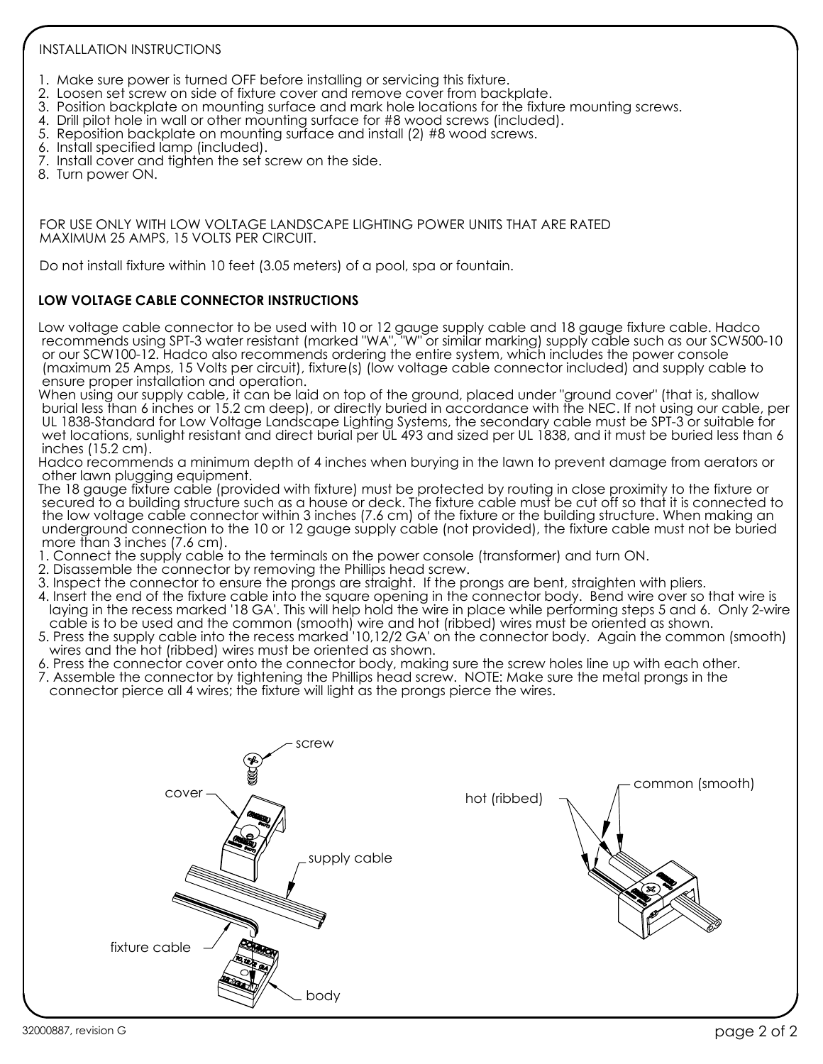INSTALLATION INSTRUCTIONS

1. Make sure power is turned OFF before installing or servicing this fixture.
2. Loosen set screw on side of fixture cover and remove cover from backplate.
3. Position backplate on mounting surface and mark hole locations for the fixture mounting screws.
4. Drill pilot hole in wall or other mounting surface for #8 wood screws (included).
5. Reposition backplate on mounting surface and install (2) #8 wood screws.
6. Install specified lamp (included).
7. Install cover and tighten the set screw on the side.
8. Turn power ON.

FOR USE ONLY WITH LOW VOLTAGE LANDSCAPE LIGHTING POWER UNITS THAT ARE RATED MAXIMUM 25 AMPS, 15 VOLTS PER CIRCUIT.

Do not install fixture within 10 feet (3.05 meters) of a pool, spa or fountain.

**LOW VOLTAGE CABLE CONNECTOR INSTRUCTIONS**

Low voltage cable connector to be used with 10 or 12 gauge supply cable and 18 gauge fixture cable. Hadco recommends using SPT-3 water resistant (marked "WA", "W" or similar marking) supply cable such as our SCW500-10 or our SCW100-12. Hadco also recommends ordering the entire system, which includes the power console (maximum 25 Amps, 15 Volts per circuit), fixture(s) (low voltage cable connector included) and supply cable to ensure proper installation and operation.

When using our supply cable, it can be laid on top of the ground, placed under "ground cover" (that is, shallow burial less than 6 inches or 15.2 cm deep), or directly buried in accordance with the NEC. If not using our cable, per UL 1838-Standard for Low Voltage Landscape Lighting Systems, the secondary cable must be SPT-3 or suitable for wet locations, sunlight resistant and direct burial per UL 493 and sized per UL 1838, and it must be buried less than 6 inches (15.2 cm).

Hadco recommends a minimum depth of 4 inches when burying in the lawn to prevent damage from aerators or other lawn plugging equipment.

The 18 gauge fixture cable (provided with fixture) must be protected by routing in close proximity to the fixture or secured to a building structure such as a house or deck. The fixture cable must be cut off so that it is connected to the low voltage cable connector within 3 inches (7.6 cm) of the fixture or the building structure. When making an underground connection to the 10 or 12 gauge supply cable (not provided), the fixture cable must not be buried more than 3 inches (7.6 cm).

1. Connect the supply cable to the terminals on the power console (transformer) and turn ON.
2. Disassemble the connector by removing the Phillips head screw.
3. Inspect the connector to ensure the prongs are straight. If the prongs are bent, straighten with pliers.
4. Insert the end of the fixture cable into the square opening in the connector body. Bend wire over so that wire is laying in the recess marked '18 GA'. This will help hold the wire in place while performing steps 5 and 6. Only 2-wire cable is to be used and the common (smooth) wire and hot (ribbed) wires must be oriented as shown.
5. Press the supply cable into the recess marked '10,12/2 GA' on the connector body. Again the common (smooth) wires and the hot (ribbed) wires must be oriented as shown.
6. Press the connector cover onto the connector body, making sure the screw holes line up with each other.
7. Assemble the connector by tightening the Phillips head screw. NOTE: Make sure the metal prongs in the connector pierce all 4 wires; the fixture will light as the prongs pierce the wires.

screw

cover

supply cable

fixture cable

body

hot (ribbed)

common (smooth)

32000887, revision G